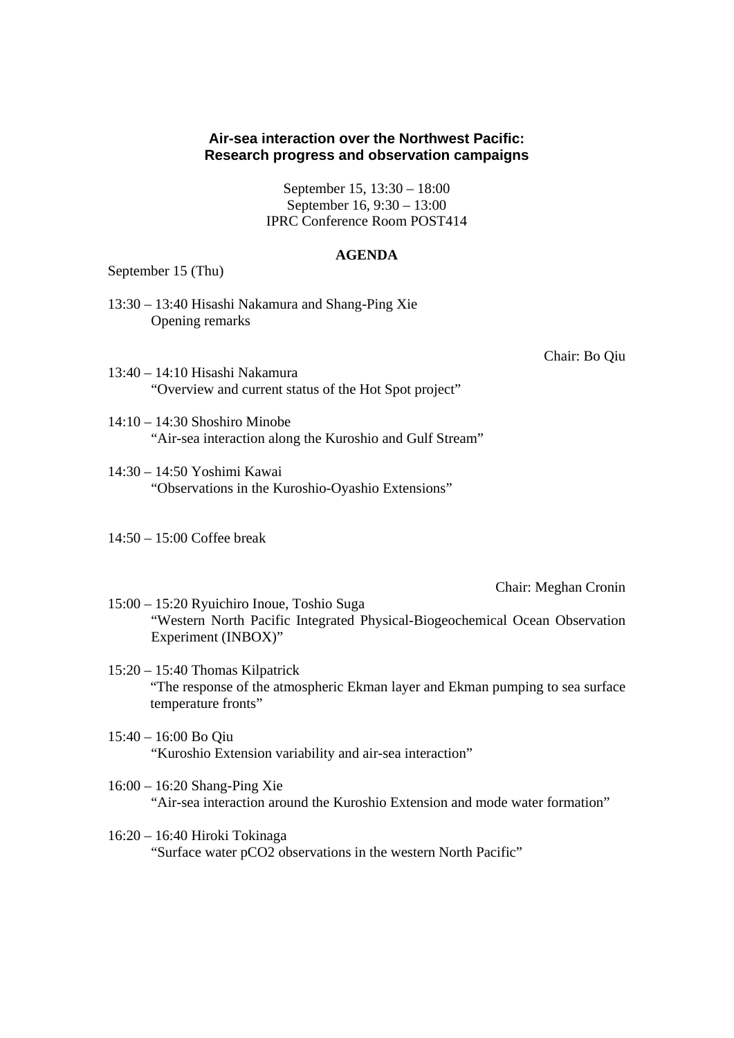# Air-sea interaction over the Northwest Pacific: Research progress and observation campaigns

September 15, 13:30 – 18:00
September 16, 9:30 – 13:00
IPRC Conference Room POST414

## AGENDA

September 15 (Thu)

13:30 – 13:40 Hisashi Nakamura and Shang-Ping Xie
Opening remarks

Chair: Bo Qiu

13:40 – 14:10 Hisashi Nakamura
"Overview and current status of the Hot Spot project"

14:10 – 14:30 Shoshiro Minobe
"Air-sea interaction along the Kuroshio and Gulf Stream"

14:30 – 14:50 Yoshimi Kawai
"Observations in the Kuroshio-Oyashio Extensions"

14:50 – 15:00 Coffee break

Chair: Meghan Cronin

15:00 – 15:20 Ryuichiro Inoue, Toshio Suga
"Western North Pacific Integrated Physical-Biogeochemical Ocean Observation Experiment (INBOX)"

15:20 – 15:40 Thomas Kilpatrick
"The response of the atmospheric Ekman layer and Ekman pumping to sea surface temperature fronts"

15:40 – 16:00 Bo Qiu
"Kuroshio Extension variability and air-sea interaction"

16:00 – 16:20 Shang-Ping Xie
"Air-sea interaction around the Kuroshio Extension and mode water formation"

16:20 – 16:40 Hiroki Tokinaga
"Surface water pCO2 observations in the western North Pacific"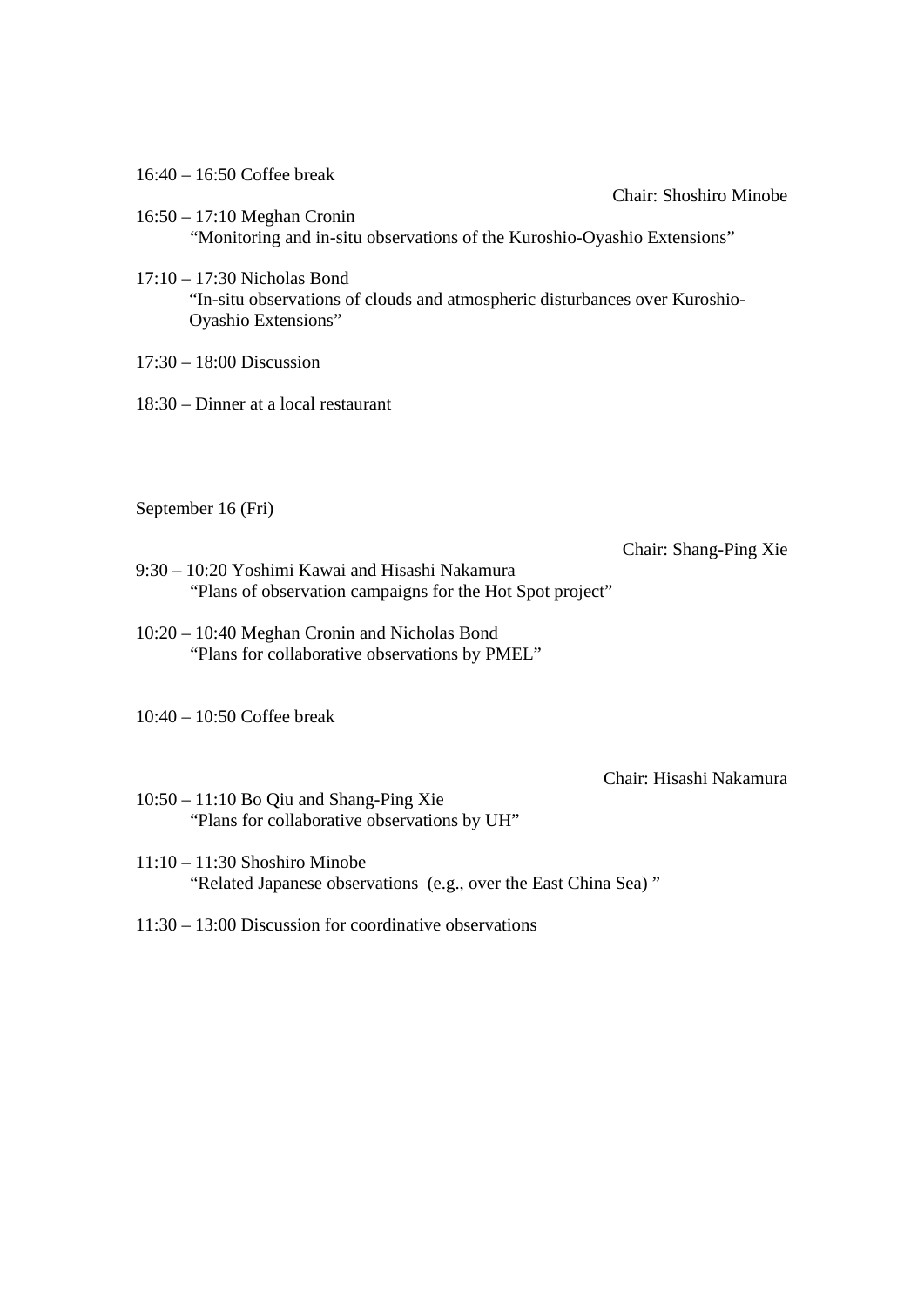16:40 – 16:50 Coffee break

Chair: Shoshiro Minobe

16:50 – 17:10 Meghan Cronin
"Monitoring and in-situ observations of the Kuroshio-Oyashio Extensions"

17:10 – 17:30 Nicholas Bond
"In-situ observations of clouds and atmospheric disturbances over Kuroshio-Oyashio Extensions"

17:30 – 18:00 Discussion

18:30 – Dinner at a local restaurant

September 16 (Fri)

Chair: Shang-Ping Xie

9:30 – 10:20 Yoshimi Kawai and Hisashi Nakamura
"Plans of observation campaigns for the Hot Spot project"

10:20 – 10:40 Meghan Cronin and Nicholas Bond
"Plans for collaborative observations by PMEL"

10:40 – 10:50 Coffee break

Chair: Hisashi Nakamura

10:50 – 11:10 Bo Qiu and Shang-Ping Xie
"Plans for collaborative observations by UH"

11:10 – 11:30 Shoshiro Minobe
"Related Japanese observations (e.g., over the East China Sea) "

11:30 – 13:00 Discussion for coordinative observations